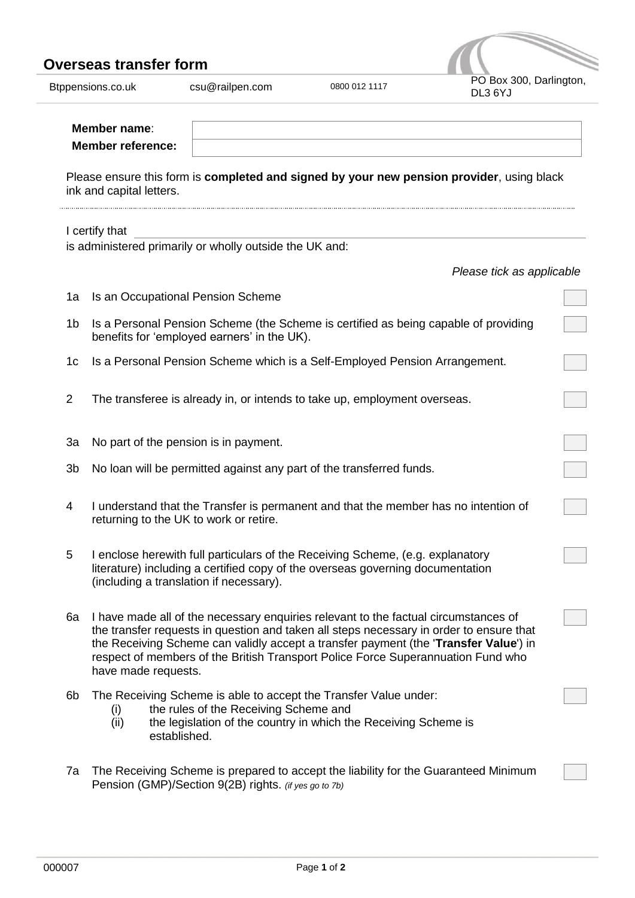# Overseas transfer form

Btppensions.co.uk | csu@railpen.com | 0800 012 1117 | PO Box 300, Darlington, DL3 6YJ

| | |
|---|---|
| **Member name**: | |
| **Member reference:** | |

Please ensure this form is **completed and signed by your new pension provider**, using black ink and capital letters.

I certify that \_\_\_\_\_\_\_\_\_\_\_\_\_\_\_\_\_\_\_\_\_\_\_\_\_\_\_\_\_\_\_\_\_\_\_\_\_\_\_\_

is administered primarily or wholly outside the UK and:

*Please tick as applicable*

| | | |
|---|---|---|
| 1a | Is an Occupational Pension Scheme | ☐ |
| 1b | Is a Personal Pension Scheme (the Scheme is certified as being capable of providing benefits for 'employed earners' in the UK). | ☐ |
| 1c | Is a Personal Pension Scheme which is a Self-Employed Pension Arrangement. | ☐ |
| 2 | The transferee is already in, or intends to take up, employment overseas. | ☐ |
| 3a | No part of the pension is in payment. | ☐ |
| 3b | No loan will be permitted against any part of the transferred funds. | ☐ |
| 4 | I understand that the Transfer is permanent and that the member has no intention of returning to the UK to work or retire. | ☐ |
| 5 | I enclose herewith full particulars of the Receiving Scheme, (e.g. explanatory literature) including a certified copy of the overseas governing documentation (including a translation if necessary). | ☐ |
| 6a | I have made all of the necessary enquiries relevant to the factual circumstances of the transfer requests in question and taken all steps necessary in order to ensure that the Receiving Scheme can validly accept a transfer payment (the '**Transfer Value**') in respect of members of the British Transport Police Force Superannuation Fund who have made requests. | ☐ |
| 6b | The Receiving Scheme is able to accept the Transfer Value under:<br>(i) the rules of the Receiving Scheme and<br>(ii) the legislation of the country in which the Receiving Scheme is established. | ☐ |
| 7a | The Receiving Scheme is prepared to accept the liability for the Guaranteed Minimum Pension (GMP)/Section 9(2B) rights. *(if yes go to 7b)* | ☐ |

000007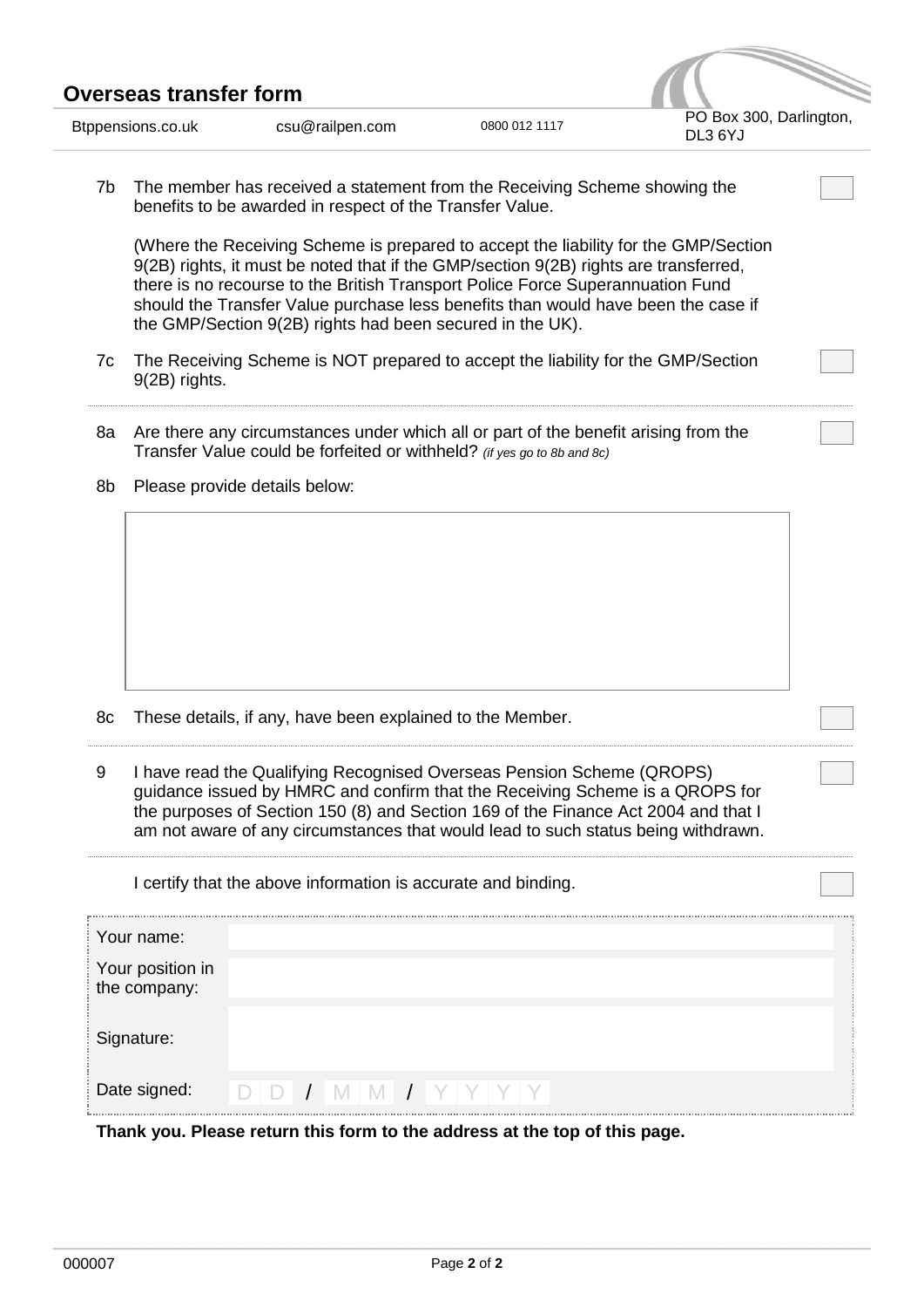# Overseas transfer form

Btppensions.co.uk csu@railpen.com 0800 012 1117 PO Box 300, Darlington, DL3 6YJ

7b The member has received a statement from the Receiving Scheme showing the benefits to be awarded in respect of the Transfer Value. ☐

(Where the Receiving Scheme is prepared to accept the liability for the GMP/Section 9(2B) rights, it must be noted that if the GMP/section 9(2B) rights are transferred, there is no recourse to the British Transport Police Force Superannuation Fund should the Transfer Value purchase less benefits than would have been the case if the GMP/Section 9(2B) rights had been secured in the UK).

7c The Receiving Scheme is NOT prepared to accept the liability for the GMP/Section 9(2B) rights. ☐

8a Are there any circumstances under which all or part of the benefit arising from the Transfer Value could be forfeited or withheld? *(if yes go to 8b and 8c)* ☐

8b Please provide details below:

8c These details, if any, have been explained to the Member. ☐

9 I have read the Qualifying Recognised Overseas Pension Scheme (QROPS) guidance issued by HMRC and confirm that the Receiving Scheme is a QROPS for the purposes of Section 150 (8) and Section 169 of the Finance Act 2004 and that I am not aware of any circumstances that would lead to such status being withdrawn. ☐

I certify that the above information is accurate and binding. ☐

| | |
|---|---|
| Your name: | |
| Your position in the company: | |
| Signature: | |
| Date signed: | D D / M M / Y Y Y Y |

**Thank you. Please return this form to the address at the top of this page.**

000007